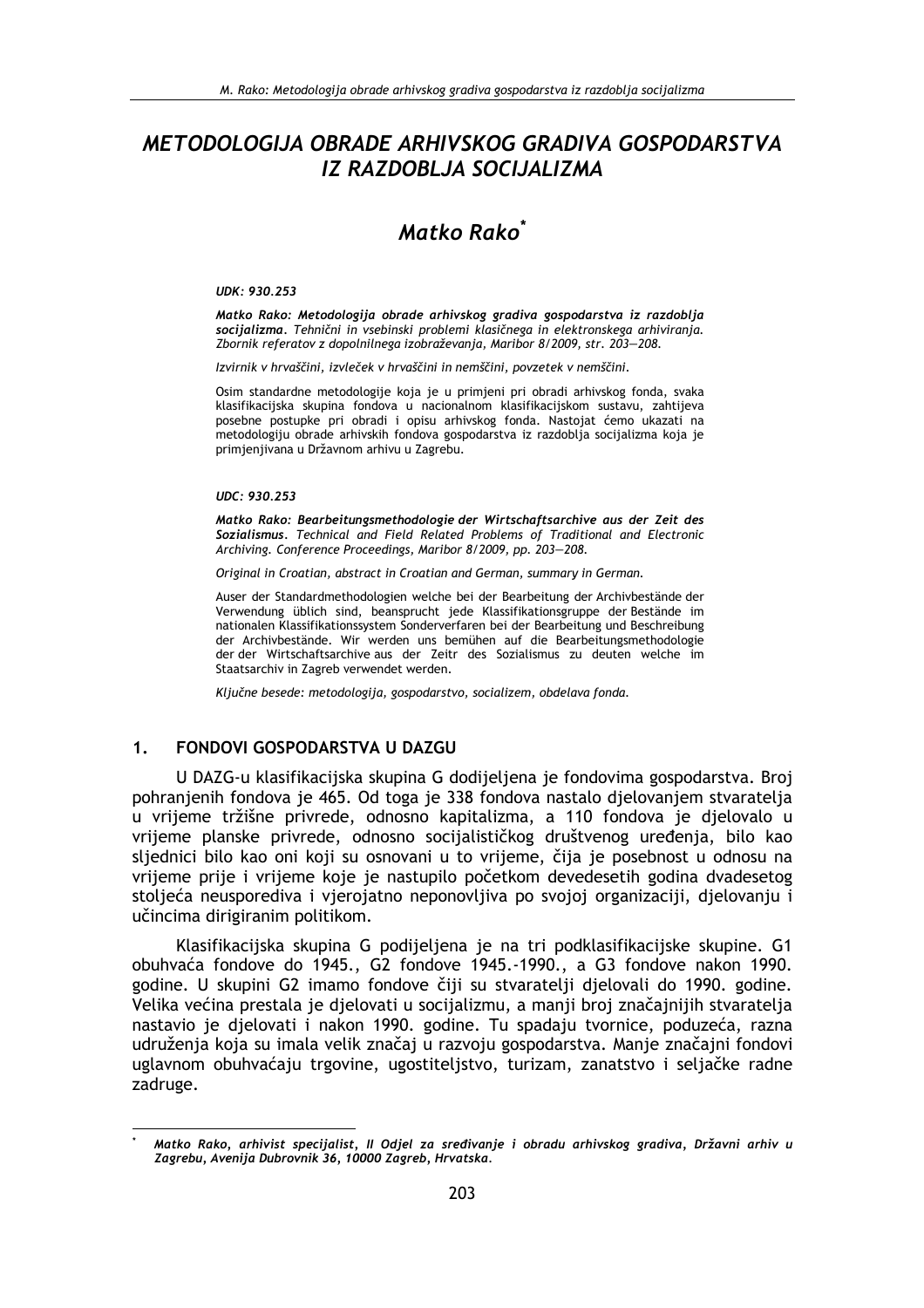# METODOLOGIJA OBRADE ARHIVSKOG GRADIVA GOSPODARSTVA IZ RAZDOBLJA SOCIJALIZMA

## Matko Rako*

*UDK: 930.253*

***Matko Rako: Metodologija obrade arhivskog gradiva gospodarstva iz razdoblja socijalizma**. Tehnični in vsebinski problemi klasičnega in elektronskega arhiviranja. Zbornik referatov z dopolnilnega izobraževanja, Maribor 8/2009, str. 203—208.*

*Izvirnik v hrvaščini, izvleček v hrvaščini in nemščini, povzetek v nemščini.*

Osim standardne metodologije koja je u primjeni pri obradi arhivskog fonda, svaka klasifikacijska skupina fondova u nacionalnom klasifikacijskom sustavu, zahtijeva posebne postupke pri obradi i opisu arhivskog fonda. Nastojat ćemo ukazati na metodologiju obrade arhivskih fondova gospodarstva iz razdoblja socijalizma koja je primjenjivana u Državnom arhivu u Zagrebu.

*UDC: 930.253*

***Matko Rako: Bearbeitungsmethodologie der Wirtschaftsarchive aus der Zeit des Sozialismus**. Technical and Field Related Problems of Traditional and Electronic Archiving. Conference Proceedings, Maribor 8/2009, pp. 203—208.*

*Original in Croatian, abstract in Croatian and German, summary in German.*

Auser der Standardmethodologien welche bei der Bearbeitung der Archivbestände der Verwendung üblich sind, beansprucht jede Klassifikationsgruppe der Bestände im nationalen Klassifikationssystem Sonderverfaren bei der Bearbeitung und Beschreibung der Archivbestände. Wir werden uns bemühen auf die Bearbeitungsmethodologie der der Wirtschaftsarchive aus der Zeitr des Sozialismus zu deuten welche im Staatsarchiv in Zagreb verwendet werden.

*Ključne besede: metodologija, gospodarstvo, socializem, obdelava fonda.*

## 1. FONDOVI GOSPODARSTVA U DAZGU

U DAZG-u klasifikacijska skupina G dodijeljena je fondovima gospodarstva. Broj pohranjenih fondova je 465. Od toga je 338 fondova nastalo djelovanjem stvaratelja u vrijeme tržišne privrede, odnosno kapitalizma, a 110 fondova je djelovalo u vrijeme planske privrede, odnosno socijalističkog društvenog uređenja, bilo kao sljednici bilo kao oni koji su osnovani u to vrijeme, čija je posebnost u odnosu na vrijeme prije i vrijeme koje je nastupilo početkom devedesetih godina dvadesetog stoljeća neusporediva i vjerojatno neponovljiva po svojoj organizaciji, djelovanju i učincima dirigiranim politikom.

Klasifikacijska skupina G podijeljena je na tri podklasifikacijske skupine. G1 obuhvaća fondove do 1945., G2 fondove 1945.-1990., a G3 fondove nakon 1990. godine. U skupini G2 imamo fondove čiji su stvaratelji djelovali do 1990. godine. Velika većina prestala je djelovati u socijalizmu, a manji broj značajnijih stvaratelja nastavio je djelovati i nakon 1990. godine. Tu spadaju tvornice, poduzeća, razna udruženja koja su imala velik značaj u razvoju gospodarstva. Manje značajni fondovi uglavnom obuhvaćaju trgovine, ugostiteljstvo, turizam, zanatstvo i seljačke radne zadruge.

---

\* *Matko Rako, arhivist specijalist, II Odjel za sređivanje i obradu arhivskog gradiva, Državni arhiv u Zagrebu, Avenija Dubrovnik 36, 10000 Zagreb, Hrvatska.*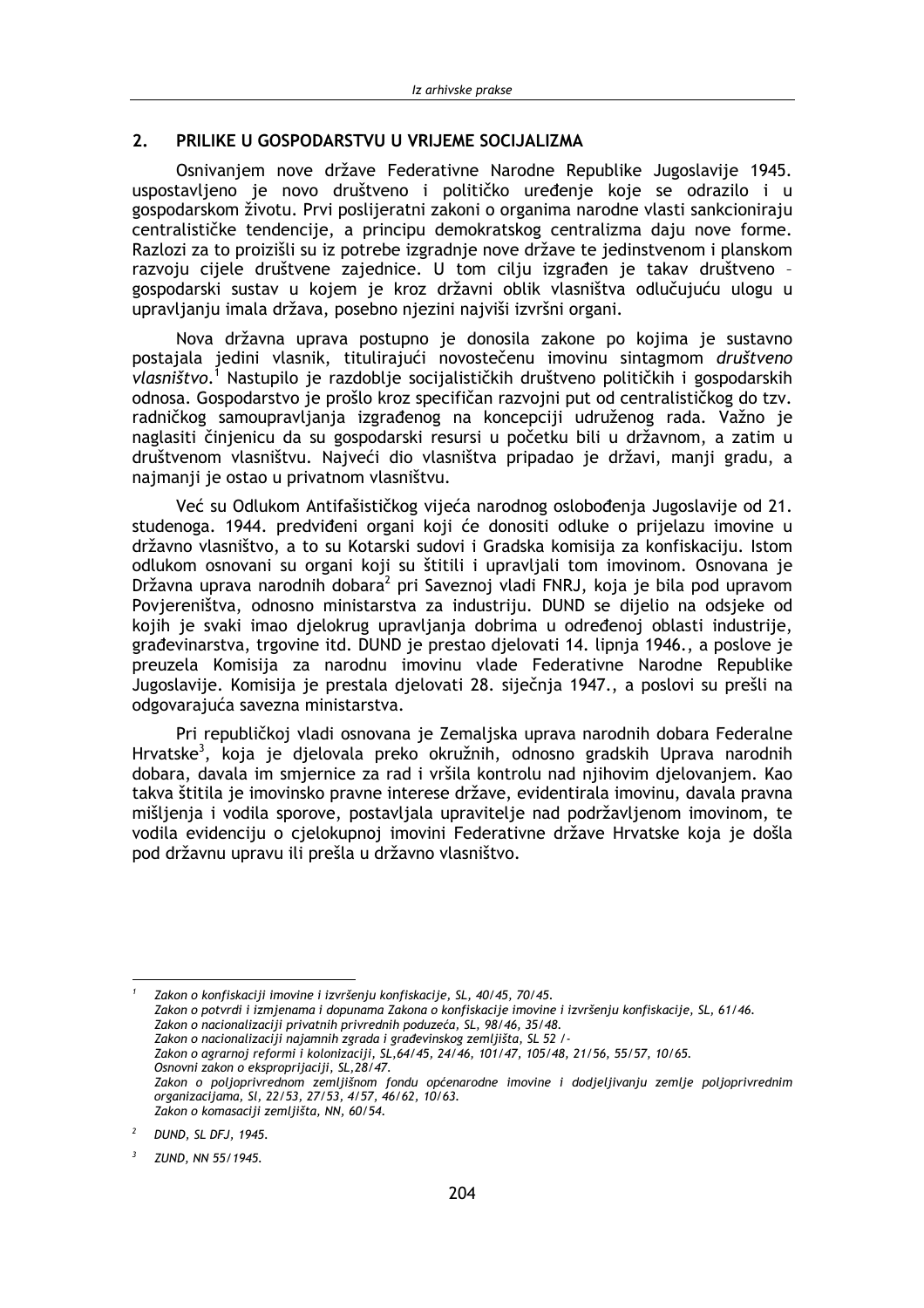## 2. PRILIKE U GOSPODARSTVU U VRIJEME SOCIJALIZMA

Osnivanjem nove države Federativne Narodne Republike Jugoslavije 1945. uspostavljeno je novo društveno i političko uređenje koje se odrazilo i u gospodarskom životu. Prvi poslijeratni zakoni o organima narodne vlasti sankcioniraju centralističke tendencije, a principu demokratskog centralizma daju nove forme. Razlozi za to proizišli su iz potrebe izgradnje nove države te jedinstvenom i planskom razvoju cijele društvene zajednice. U tom cilju izgrađen je takav društveno – gospodarski sustav u kojem je kroz državni oblik vlasništva odlučujuću ulogu u upravljanju imala država, posebno njezini najviši izvršni organi.

Nova državna uprava postupno je donosila zakone po kojima je sustavno postajala jedini vlasnik, titulirajući novostečenu imovinu sintagmom *društveno vlasništvo*.[1] Nastupilo je razdoblje socijalističkih društveno političkih i gospodarskih odnosa. Gospodarstvo je prošlo kroz specifičan razvojni put od centralističkog do tzv. radničkog samoupravljanja izgrađenog na koncepciji udruženog rada. Važno je naglasiti činjenicu da su gospodarski resursi u početku bili u državnom, a zatim u društvenom vlasništvu. Najveći dio vlasništva pripadao je državi, manji gradu, a najmanji je ostao u privatnom vlasništvu.

Već su Odlukom Antifašističkog vijeća narodnog oslobođenja Jugoslavije od 21. studenoga. 1944. predviđeni organi koji će donositi odluke o prijelazu imovine u državno vlasništvo, a to su Kotarski sudovi i Gradska komisija za konfiskaciju. Istom odlukom osnovani su organi koji su štitili i upravljali tom imovinom. Osnovana je Državna uprava narodnih dobara[2] pri Saveznoj vladi FNRJ, koja je bila pod upravom Povjereništva, odnosno ministarstva za industriju. DUND se dijelio na odsjeke od kojih je svaki imao djelokrug upravljanja dobrima u određenoj oblasti industrije, građevinarstva, trgovine itd. DUND je prestao djelovati 14. lipnja 1946., a poslove je preuzela Komisija za narodnu imovinu vlade Federativne Narodne Republike Jugoslavije. Komisija je prestala djelovati 28. siječnja 1947., a poslovi su prešli na odgovarajuća savezna ministarstva.

Pri republičkoj vladi osnovana je Zemaljska uprava narodnih dobara Federalne Hrvatske[3], koja je djelovala preko okružnih, odnosno gradskih Uprava narodnih dobara, davala im smjernice za rad i vršila kontrolu nad njihovim djelovanjem. Kao takva štitila je imovinsko pravne interese države, evidentirala imovinu, davala pravna mišljenja i vodila sporove, postavljala upravitelje nad podržavljenom imovinom, te vodila evidenciju o cjelokupnoj imovini Federativne države Hrvatske koja je došla pod državnu upravu ili prešla u državno vlasništvo.

---

[1] *Zakon o konfiskaciji imovine i izvršenju konfiskacije, SL, 40/45, 70/45.*
*Zakon o potvrdi i izmjenama i dopunama Zakona o konfiskacije imovine i izvršenju konfiskacije, SL, 61/46.*
*Zakon o nacionalizaciji privatnih privrednih poduzeća, SL, 98/46, 35/48.*
*Zakon o nacionalizaciji najamnih zgrada i građevinskog zemljišta, SL 52 /-*
*Zakon o agrarnoj reformi i kolonizaciji, SL,64/45, 24/46, 101/47, 105/48, 21/56, 55/57, 10/65.*
*Osnovni zakon o eksproprijaciji, SL,28/47.*
*Zakon o poljoprivrednom zemljišnom fondu općenarodne imovine i dodjeljivanju zemlje poljoprivrednim organizacijama, Sl, 22/53, 27/53, 4/57, 46/62, 10/63.*
*Zakon o komasaciji zemljišta, NN, 60/54.*

[2] *DUND, SL DFJ, 1945.*

[3] *ZUND, NN 55/1945.*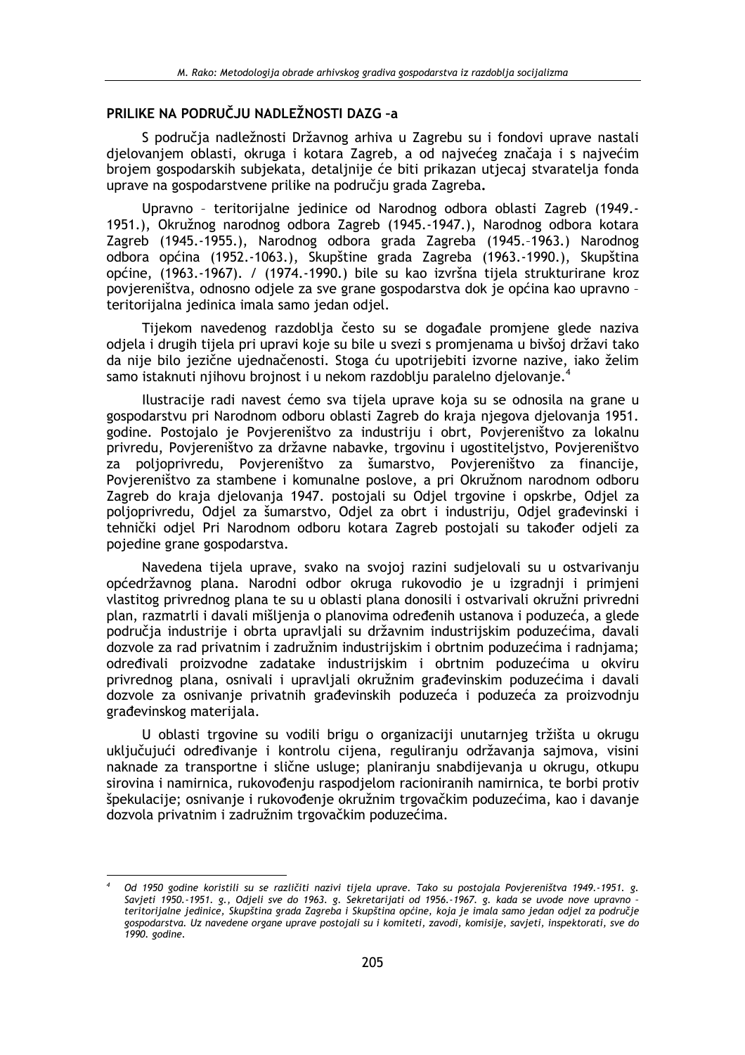## PRILIKE NA PODRUČJU NADLEŽNOSTI DAZG –a

S područja nadležnosti Državnog arhiva u Zagrebu su i fondovi uprave nastali djelovanjem oblasti, okruga i kotara Zagreb, a od najvećeg značaja i s najvećim brojem gospodarskih subjekata, detaljnije će biti prikazan utjecaj stvaratelja fonda uprave na gospodarstvene prilike na području grada Zagreba**.**

Upravno – teritorijalne jedinice od Narodnog odbora oblasti Zagreb (1949.-1951.), Okružnog narodnog odbora Zagreb (1945.-1947.), Narodnog odbora kotara Zagreb (1945.-1955.), Narodnog odbora grada Zagreba (1945.–1963.) Narodnog odbora općina (1952.-1063.), Skupštine grada Zagreba (1963.-1990.), Skupština općine, (1963.-1967). / (1974.-1990.) bile su kao izvršna tijela strukturirane kroz povjereništva, odnosno odjele za sve grane gospodarstva dok je općina kao upravno – teritorijalna jedinica imala samo jedan odjel.

Tijekom navedenog razdoblja često su se događale promjene glede naziva odjela i drugih tijela pri upravi koje su bile u svezi s promjenama u bivšoj državi tako da nije bilo jezične ujednačenosti. Stoga ću upotrijebiti izvorne nazive, iako želim samo istaknuti njihovu brojnost i u nekom razdoblju paralelno djelovanje.[4]

Ilustracije radi navest ćemo sva tijela uprave koja su se odnosila na grane u gospodarstvu pri Narodnom odboru oblasti Zagreb do kraja njegova djelovanja 1951. godine. Postojalo je Povjereništvo za industriju i obrt, Povjereništvo za lokalnu privredu, Povjereništvo za državne nabavke, trgovinu i ugostiteljstvo, Povjereništvo za poljoprivredu, Povjereništvo za šumarstvo, Povjereništvo za financije, Povjereništvo za stambene i komunalne poslove, a pri Okružnom narodnom odboru Zagreb do kraja djelovanja 1947. postojali su Odjel trgovine i opskrbe, Odjel za poljoprivredu, Odjel za šumarstvo, Odjel za obrt i industriju, Odjel građevinski i tehnički odjel Pri Narodnom odboru kotara Zagreb postojali su također odjeli za pojedine grane gospodarstva.

Navedena tijela uprave, svako na svojoj razini sudjelovali su u ostvarivanju općedržavnog plana. Narodni odbor okruga rukovodio je u izgradnji i primjeni vlastitog privrednog plana te su u oblasti plana donosili i ostvarivali okružni privredni plan, razmatrli i davali mišljenja o planovima određenih ustanova i poduzeća, a glede područja industrije i obrta upravljali su državnim industrijskim poduzećima, davali dozvole za rad privatnim i zadružnim industrijskim i obrtnim poduzećima i radnjama; određivali proizvodne zadatake industrijskim i obrtnim poduzećima u okviru privrednog plana, osnivali i upravljali okružnim građevinskim poduzećima i davali dozvole za osnivanje privatnih građevinskih poduzeća i poduzeća za proizvodnju građevinskog materijala.

U oblasti trgovine su vodili brigu o organizaciji unutarnjeg tržišta u okrugu uključujući određivanje i kontrolu cijena, reguliranju održavanja sajmova, visini naknade za transportne i slične usluge; planiranju snabdijevanja u okrugu, otkupu sirovina i namirnica, rukovođenju raspodjelom racioniranih namirnica, te borbi protiv špekulacije; osnivanje i rukovođenje okružnim trgovačkim poduzećima, kao i davanje dozvola privatnim i zadružnim trgovačkim poduzećima.

---

[4] *Od 1950 godine koristili su se različiti nazivi tijela uprave. Tako su postojala Povjereništva 1949.-1951. g. Savjeti 1950.-1951. g., Odjeli sve do 1963. g. Sekretarijati od 1956.-1967. g. kada se uvode nove upravno – teritorijalne jedinice, Skupština grada Zagreba i Skupština općine, koja je imala samo jedan odjel za područje gospodarstva. Uz navedene organe uprave postojali su i komiteti, zavodi, komisije, savjeti, inspektorati, sve do 1990. godine.*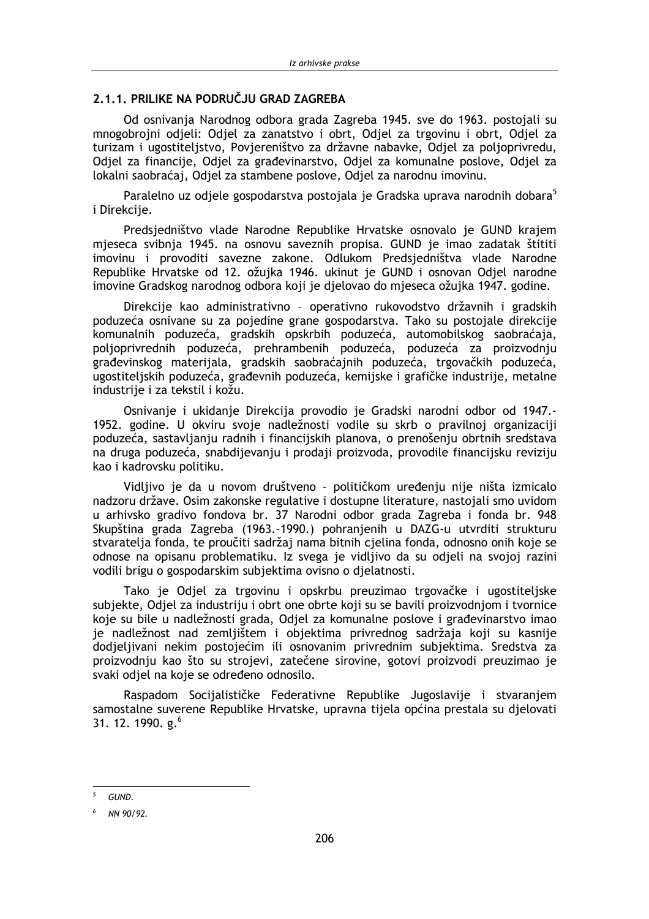### 2.1.1. PRILIKE NA PODRUČJU GRAD ZAGREBA

Od osnivanja Narodnog odbora grada Zagreba 1945. sve do 1963. postojali su mnogobrojni odjeli: Odjel za zanatstvo i obrt, Odjel za trgovinu i obrt, Odjel za turizam i ugostiteljstvo, Povjereništvo za državne nabavke, Odjel za poljoprivredu, Odjel za financije, Odjel za građevinarstvo, Odjel za komunalne poslove, Odjel za lokalni saobraćaj, Odjel za stambene poslove, Odjel za narodnu imovinu.

Paralelno uz odjele gospodarstva postojala je Gradska uprava narodnih dobara[5] i Direkcije.

Predsjedništvo vlade Narodne Republike Hrvatske osnovalo je GUND krajem mjeseca svibnja 1945. na osnovu saveznih propisa. GUND je imao zadatak štititi imovinu i provoditi savezne zakone. Odlukom Predsjedništva vlade Narodne Republike Hrvatske od 12. ožujka 1946. ukinut je GUND i osnovan Odjel narodne imovine Gradskog narodnog odbora koji je djelovao do mjeseca ožujka 1947. godine.

Direkcije kao administrativno – operativno rukovodstvo državnih i gradskih poduzeća osnivane su za pojedine grane gospodarstva. Tako su postojale direkcije komunalnih poduzeća, gradskih opskrbih poduzeća, automobilskog saobraćaja, poljoprivrednih poduzeća, prehrambenih poduzeća, poduzeća za proizvodnju građevinskog materijala, gradskih saobraćajnih poduzeća, trgovačkih poduzeća, ugostiteljskih poduzeća, građevnih poduzeća, kemijske i grafičke industrije, metalne industrije i za tekstil i kožu.

Osnivanje i ukidanje Direkcija provodio je Gradski narodni odbor od 1947.-1952. godine. U okviru svoje nadležnosti vodile su skrb o pravilnoj organizaciji poduzeća, sastavljanju radnih i financijskih planova, o prenošenju obrtnih sredstava na druga poduzeća, snabdijevanju i prodaji proizvoda, provodile financijsku reviziju kao i kadrovsku politiku.

Vidljivo je da u novom društveno – političkom uređenju nije ništa izmicalo nadzoru države. Osim zakonske regulative i dostupne literature, nastojali smo uvidom u arhivsko gradivo fondova br. 37 Narodni odbor grada Zagreba i fonda br. 948 Skupština grada Zagreba (1963.–1990.) pohranjenih u DAZG-u utvrditi strukturu stvaratelja fonda, te proučiti sadržaj nama bitnih cjelina fonda, odnosno onih koje se odnose na opisanu problematiku. Iz svega je vidljivo da su odjeli na svojoj razini vodili brigu o gospodarskim subjektima ovisno o djelatnosti.

Tako je Odjel za trgovinu i opskrbu preuzimao trgovačke i ugostiteljske subjekte, Odjel za industriju i obrt one obrte koji su se bavili proizvodnjom i tvornice koje su bile u nadležnosti grada, Odjel za komunalne poslove i građevinarstvo imao je nadležnost nad zemljištem i objektima privrednog sadržaja koji su kasnije dodjeljivani nekim postojećim ili osnovanim privrednim subjektima. Sredstva za proizvodnju kao što su strojevi, zatečene sirovine, gotovi proizvodi preuzimao je svaki odjel na koje se određeno odnosilo.

Raspadom Socijalističke Federativne Republike Jugoslavije i stvaranjem samostalne suverene Republike Hrvatske, upravna tijela općina prestala su djelovati 31. 12. 1990. g.[6]

---

[5] *GUND.*

[6] *NN 90/92.*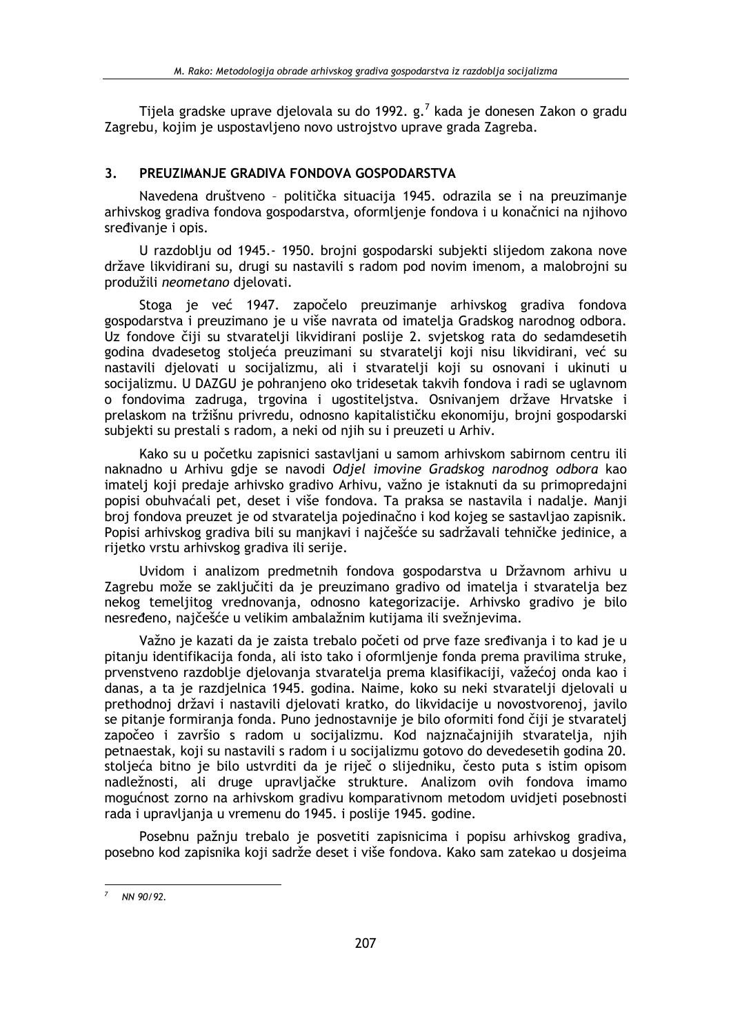Tijela gradske uprave djelovala su do 1992. g.[7] kada je donesen Zakon o gradu Zagrebu, kojim je uspostavljeno novo ustrojstvo uprave grada Zagreba.

## 3. PREUZIMANJE GRADIVA FONDOVA GOSPODARSTVA

Navedena društveno – politička situacija 1945. odrazila se i na preuzimanje arhivskog gradiva fondova gospodarstva, oformljenje fondova i u konačnici na njihovo sređivanje i opis.

U razdoblju od 1945.- 1950. brojni gospodarski subjekti slijedom zakona nove države likvidirani su, drugi su nastavili s radom pod novim imenom, a malobrojni su produžili *neometano* djelovati.

Stoga je već 1947. započelo preuzimanje arhivskog gradiva fondova gospodarstva i preuzimano je u više navrata od imatelja Gradskog narodnog odbora. Uz fondove čiji su stvaratelji likvidirani poslije 2. svjetskog rata do sedamdesetih godina dvadesetog stoljeća preuzimani su stvaratelji koji nisu likvidirani, već su nastavili djelovati u socijalizmu, ali i stvaratelji koji su osnovani i ukinuti u socijalizmu. U DAZGU je pohranjeno oko tridesetak takvih fondova i radi se uglavnom o fondovima zadruga, trgovina i ugostiteljstva. Osnivanjem države Hrvatske i prelaskom na tržišnu privredu, odnosno kapitalističku ekonomiju, brojni gospodarski subjekti su prestali s radom, a neki od njih su i preuzeti u Arhiv.

Kako su u početku zapisnici sastavljani u samom arhivskom sabirnom centru ili naknadno u Arhivu gdje se navodi *Odjel imovine Gradskog narodnog odbora* kao imatelj koji predaje arhivsko gradivo Arhivu, važno je istaknuti da su primopredajni popisi obuhvaćali pet, deset i više fondova. Ta praksa se nastavila i nadalje. Manji broj fondova preuzet je od stvaratelja pojedinačno i kod kojeg se sastavljao zapisnik. Popisi arhivskog gradiva bili su manjkavi i najčešće su sadržavali tehničke jedinice, a rijetko vrstu arhivskog gradiva ili serije.

Uvidom i analizom predmetnih fondova gospodarstva u Državnom arhivu u Zagrebu može se zaključiti da je preuzimano gradivo od imatelja i stvaratelja bez nekog temeljitog vrednovanja, odnosno kategorizacije. Arhivsko gradivo je bilo nesređeno, najčešće u velikim ambalažnim kutijama ili svežnjevima.

Važno je kazati da je zaista trebalo početi od prve faze sređivanja i to kad je u pitanju identifikacija fonda, ali isto tako i oformljenje fonda prema pravilima struke, prvenstveno razdoblje djelovanja stvaratelja prema klasifikaciji, važećoj onda kao i danas, a ta je razdjelnica 1945. godina. Naime, koko su neki stvaratelji djelovali u prethodnoj državi i nastavili djelovati kratko, do likvidacije u novostvorenoj, javilo se pitanje formiranja fonda. Puno jednostavnije je bilo oformiti fond čiji je stvaratelj započeo i završio s radom u socijalizmu. Kod najznačajnijih stvaratelja, njih petnaestak, koji su nastavili s radom i u socijalizmu gotovo do devedesetih godina 20. stoljeća bitno je bilo ustvrditi da je riječ o slijedniku, često puta s istim opisom nadležnosti, ali druge upravljačke strukture. Analizom ovih fondova imamo mogućnost zorno na arhivskom gradivu komparativnom metodom uvidjeti posebnosti rada i upravljanja u vremenu do 1945. i poslije 1945. godine.

Posebnu pažnju trebalo je posvetiti zapisnicima i popisu arhivskog gradiva, posebno kod zapisnika koji sadrže deset i više fondova. Kako sam zatekao u dosjeima

---

[7] NN 90/92.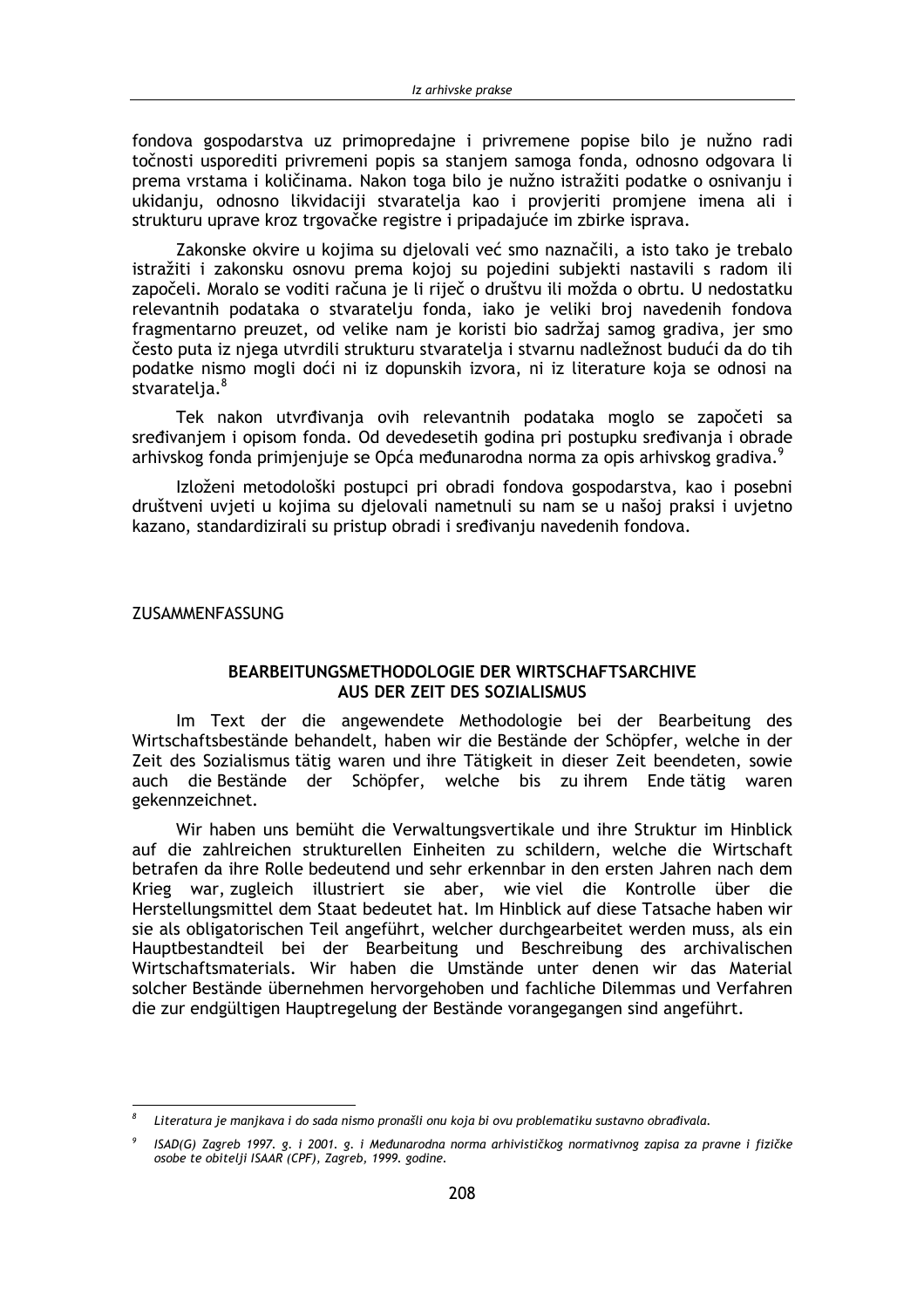fondova gospodarstva uz primopredajne i privremene popise bilo je nužno radi točnosti usporediti privremeni popis sa stanjem samoga fonda, odnosno odgovara li prema vrstama i količinama. Nakon toga bilo je nužno istražiti podatke o osnivanju i ukidanju, odnosno likvidaciji stvaratelja kao i provjeriti promjene imena ali i strukturu uprave kroz trgovačke registre i pripadajuće im zbirke isprava.

Zakonske okvire u kojima su djelovali već smo naznačili, a isto tako je trebalo istražiti i zakonsku osnovu prema kojoj su pojedini subjekti nastavili s radom ili započeli. Moralo se voditi računa je li riječ o društvu ili možda o obrtu. U nedostatku relevantnih podataka o stvaratelju fonda, iako je veliki broj navedenih fondova fragmentarno preuzet, od velike nam je koristi bio sadržaj samog gradiva, jer smo često puta iz njega utvrdili strukturu stvaratelja i stvarnu nadležnost budući da do tih podatke nismo mogli doći ni iz dopunskih izvora, ni iz literature koja se odnosi na stvaratelja.[8]

Tek nakon utvrđivanja ovih relevantnih podataka moglo se započeti sa sređivanjem i opisom fonda. Od devedesetih godina pri postupku sređivanja i obrade arhivskog fonda primjenjuje se Opća međunarodna norma za opis arhivskog gradiva.[9]

Izloženi metodološki postupci pri obradi fondova gospodarstva, kao i posebni društveni uvjeti u kojima su djelovali nametnuli su nam se u našoj praksi i uvjetno kazano, standardizirali su pristup obradi i sređivanju navedenih fondova.

ZUSAMMENFASSUNG

## BEARBEITUNGSMETHODOLOGIE DER WIRTSCHAFTSARCHIVE AUS DER ZEIT DES SOZIALISMUS

Im Text der die angewendete Methodologie bei der Bearbeitung des Wirtschaftsbestände behandelt, haben wir die Bestände der Schöpfer, welche in der Zeit des Sozialismus tätig waren und ihre Tätigkeit in dieser Zeit beendeten, sowie auch die Bestände der Schöpfer, welche bis zu ihrem Ende tätig waren gekennzeichnet.

Wir haben uns bemüht die Verwaltungsvertikale und ihre Struktur im Hinblick auf die zahlreichen strukturellen Einheiten zu schildern, welche die Wirtschaft betrafen da ihre Rolle bedeutend und sehr erkennbar in den ersten Jahren nach dem Krieg war, zugleich illustriert sie aber, wie viel die Kontrolle über die Herstellungsmittel dem Staat bedeutet hat. Im Hinblick auf diese Tatsache haben wir sie als obligatorischen Teil angeführt, welcher durchgearbeitet werden muss, als ein Hauptbestandteil bei der Bearbeitung und Beschreibung des archivalischen Wirtschaftsmaterials. Wir haben die Umstände unter denen wir das Material solcher Bestände übernehmen hervorgehoben und fachliche Dilemmas und Verfahren die zur endgültigen Hauptregelung der Bestände vorangegangen sind angeführt.

---

[8] *Literatura je manjkava i do sada nismo pronašli onu koja bi ovu problematiku sustavno obrađivala.*

[9] *ISAD(G) Zagreb 1997. g. i 2001. g. i Međunarodna norma arhivističkog normativnog zapisa za pravne i fizičke osobe te obitelji ISAAR (CPF), Zagreb, 1999. godine.*